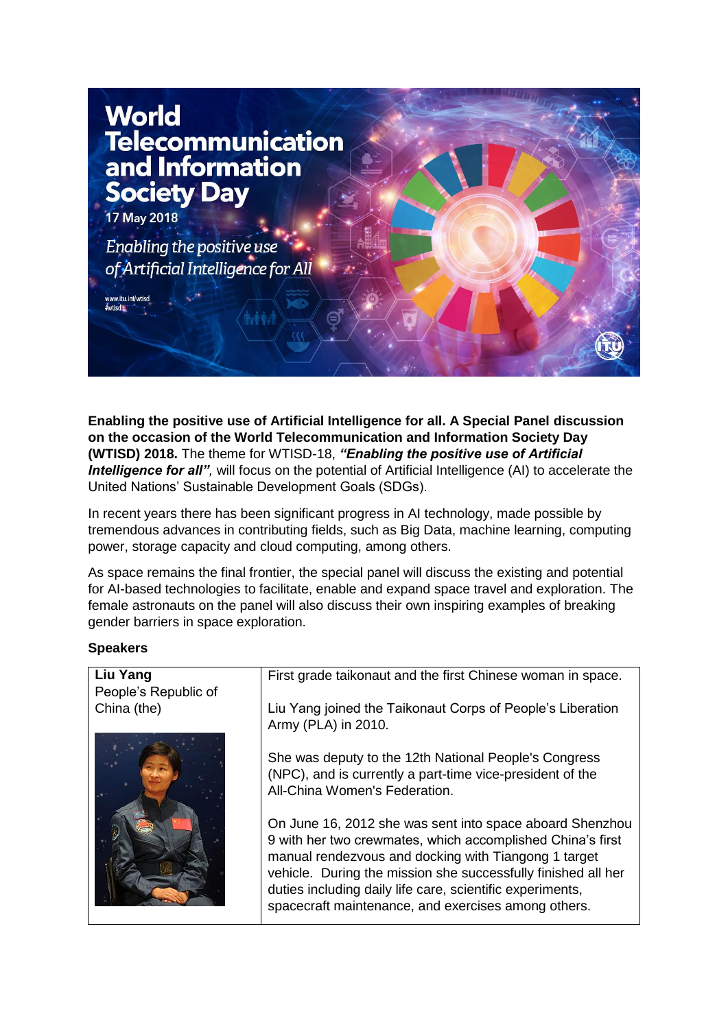# World Telecommunication and Information Society Day

17 May 2018

*Enabling the positive use of Artificial Intelligence for All*

www.itu.int/wtisd
#wtisd

**Enabling the positive use of Artificial Intelligence for all. A Special Panel discussion on the occasion of the World Telecommunication and Information Society Day (WTISD) 2018.** The theme for WTISD-18, ***"Enabling the positive use of Artificial Intelligence for all"***, will focus on the potential of Artificial Intelligence (AI) to accelerate the United Nations' Sustainable Development Goals (SDGs).

In recent years there has been significant progress in AI technology, made possible by tremendous advances in contributing fields, such as Big Data, machine learning, computing power, storage capacity and cloud computing, among others.

As space remains the final frontier, the special panel will discuss the existing and potential for AI-based technologies to facilitate, enable and expand space travel and exploration. The female astronauts on the panel will also discuss their own inspiring examples of breaking gender barriers in space exploration.

**Speakers**

| | |
|---|---|
| **Liu Yang**<br>People's Republic of China (the) | First grade taikonaut and the first Chinese woman in space.<br><br>Liu Yang joined the Taikonaut Corps of People's Liberation Army (PLA) in 2010.<br><br>She was deputy to the 12th National People's Congress (NPC), and is currently a part-time vice-president of the All-China Women's Federation.<br><br>On June 16, 2012 she was sent into space aboard Shenzhou 9 with her two crewmates, which accomplished China's first manual rendezvous and docking with Tiangong 1 target vehicle. During the mission she successfully finished all her duties including daily life care, scientific experiments, spacecraft maintenance, and exercises among others. |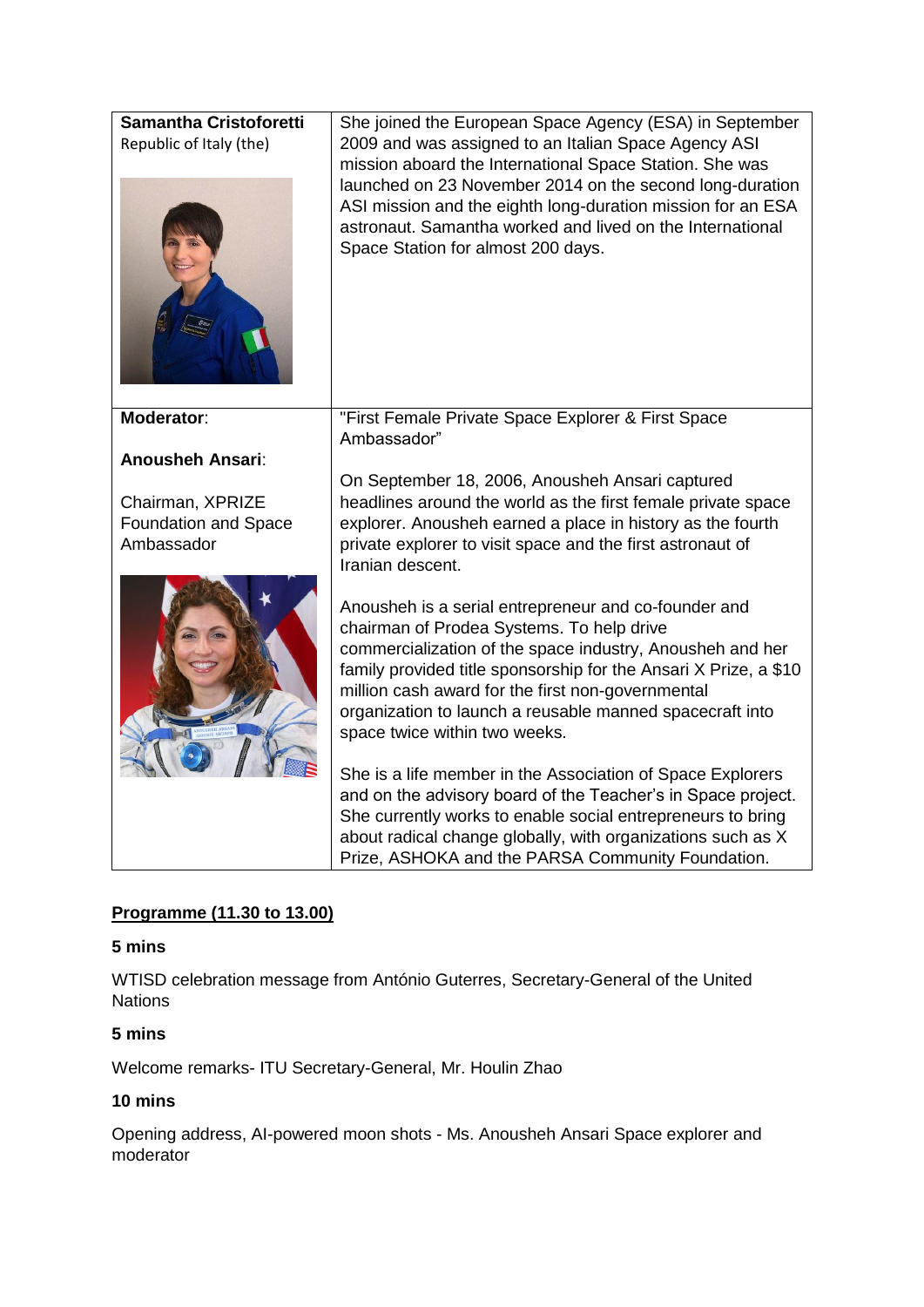| | |
|---|---|
| **Samantha Cristoforetti**<br>Republic of Italy (the) | She joined the European Space Agency (ESA) in September 2009 and was assigned to an Italian Space Agency ASI mission aboard the International Space Station. She was launched on 23 November 2014 on the second long-duration ASI mission and the eighth long-duration mission for an ESA astronaut. Samantha worked and lived on the International Space Station for almost 200 days. |
| **Moderator**:<br><br>**Anousheh Ansari**:<br><br>Chairman, XPRIZE Foundation and Space Ambassador | "First Female Private Space Explorer & First Space Ambassador"<br><br>On September 18, 2006, Anousheh Ansari captured headlines around the world as the first female private space explorer. Anousheh earned a place in history as the fourth private explorer to visit space and the first astronaut of Iranian descent.<br><br>Anousheh is a serial entrepreneur and co-founder and chairman of Prodea Systems. To help drive commercialization of the space industry, Anousheh and her family provided title sponsorship for the Ansari X Prize, a $10 million cash award for the first non-governmental organization to launch a reusable manned spacecraft into space twice within two weeks.<br><br>She is a life member in the Association of Space Explorers and on the advisory board of the Teacher's in Space project. She currently works to enable social entrepreneurs to bring about radical change globally, with organizations such as X Prize, ASHOKA and the PARSA Community Foundation. |

**<u>Programme (11.30 to 13.00)</u>**

**5 mins**

WTISD celebration message from António Guterres, Secretary-General of the United Nations

**5 mins**

Welcome remarks- ITU Secretary-General, Mr. Houlin Zhao

**10 mins**

Opening address, AI-powered moon shots - Ms. Anousheh Ansari Space explorer and moderator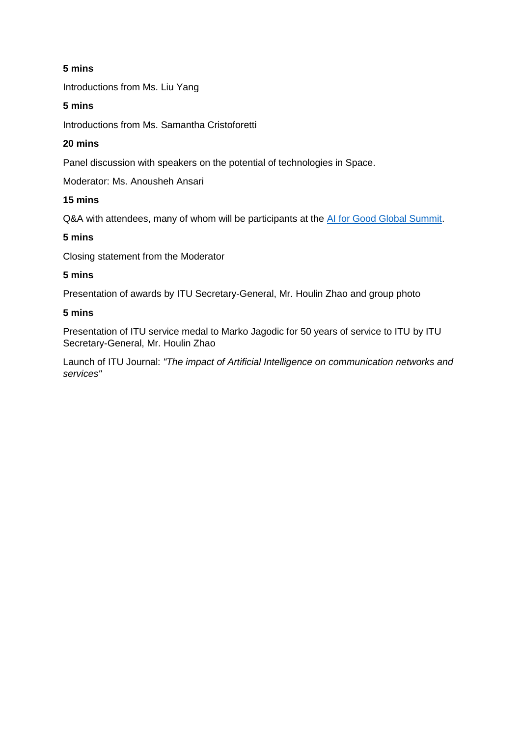**5 mins**

Introductions from Ms. Liu Yang

**5 mins**

Introductions from Ms. Samantha Cristoforetti

**20 mins**

Panel discussion with speakers on the potential of technologies in Space.

Moderator: Ms. Anousheh Ansari

**15 mins**

Q&A with attendees, many of whom will be participants at the AI for Good Global Summit.

**5 mins**

Closing statement from the Moderator

**5 mins**

Presentation of awards by ITU Secretary-General, Mr. Houlin Zhao and group photo

**5 mins**

Presentation of ITU service medal to Marko Jagodic for 50 years of service to ITU by ITU Secretary-General, Mr. Houlin Zhao

Launch of ITU Journal: *"The impact of Artificial Intelligence on communication networks and services"*